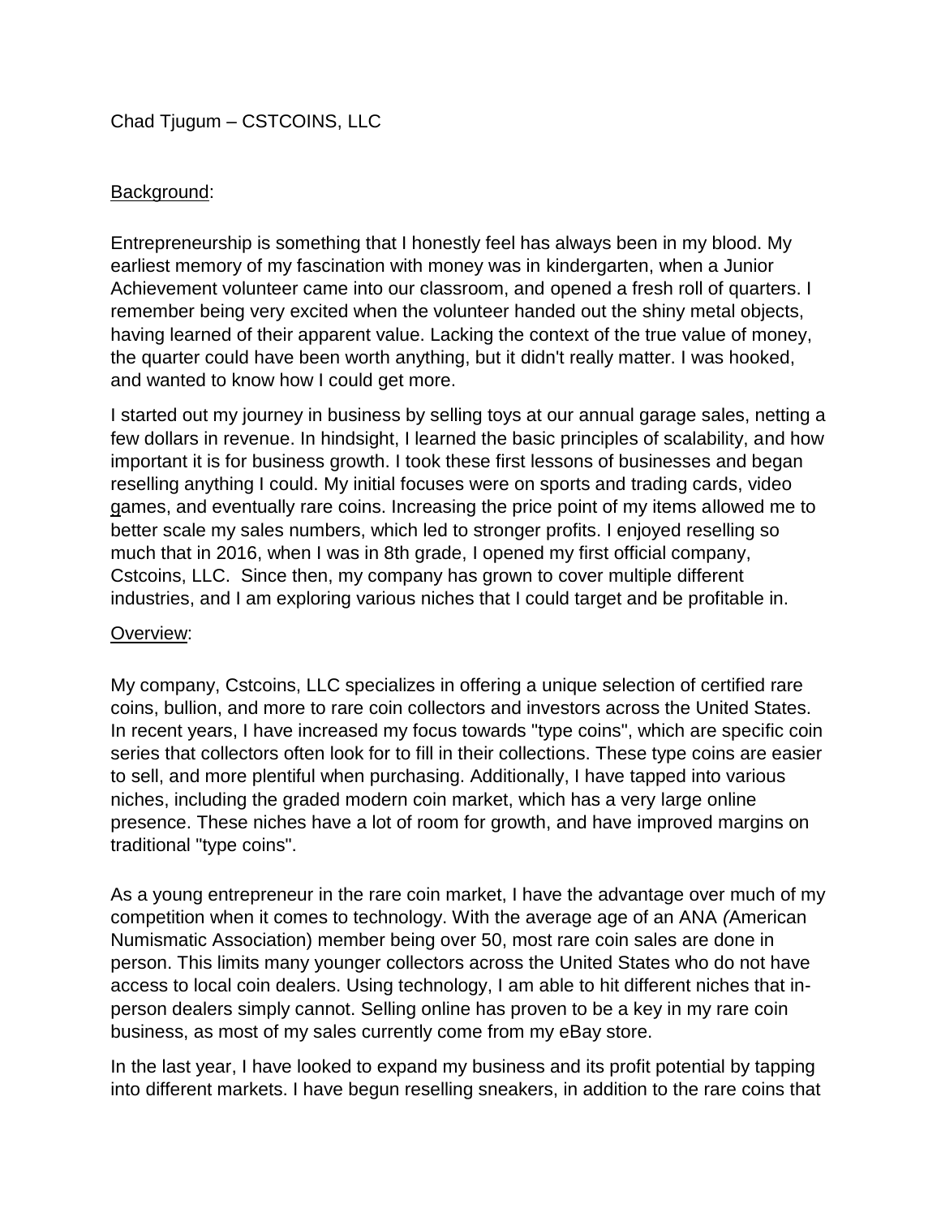Chad Tjugum – CSTCOINS, LLC

Background:

Entrepreneurship is something that I honestly feel has always been in my blood. My earliest memory of my fascination with money was in kindergarten, when a Junior Achievement volunteer came into our classroom, and opened a fresh roll of quarters. I remember being very excited when the volunteer handed out the shiny metal objects, having learned of their apparent value. Lacking the context of the true value of money, the quarter could have been worth anything, but it didn't really matter. I was hooked, and wanted to know how I could get more.

I started out my journey in business by selling toys at our annual garage sales, netting a few dollars in revenue. In hindsight, I learned the basic principles of scalability, and how important it is for business growth. I took these first lessons of businesses and began reselling anything I could. My initial focuses were on sports and trading cards, video games, and eventually rare coins. Increasing the price point of my items allowed me to better scale my sales numbers, which led to stronger profits. I enjoyed reselling so much that in 2016, when I was in 8th grade, I opened my first official company, Cstcoins, LLC. Since then, my company has grown to cover multiple different industries, and I am exploring various niches that I could target and be profitable in.

Overview:

My company, Cstcoins, LLC specializes in offering a unique selection of certified rare coins, bullion, and more to rare coin collectors and investors across the United States. In recent years, I have increased my focus towards "type coins", which are specific coin series that collectors often look for to fill in their collections. These type coins are easier to sell, and more plentiful when purchasing. Additionally, I have tapped into various niches, including the graded modern coin market, which has a very large online presence. These niches have a lot of room for growth, and have improved margins on traditional "type coins".

As a young entrepreneur in the rare coin market, I have the advantage over much of my competition when it comes to technology. With the average age of an ANA (American Numismatic Association) member being over 50, most rare coin sales are done in person. This limits many younger collectors across the United States who do not have access to local coin dealers. Using technology, I am able to hit different niches that in-person dealers simply cannot. Selling online has proven to be a key in my rare coin business, as most of my sales currently come from my eBay store.

In the last year, I have looked to expand my business and its profit potential by tapping into different markets. I have begun reselling sneakers, in addition to the rare coins that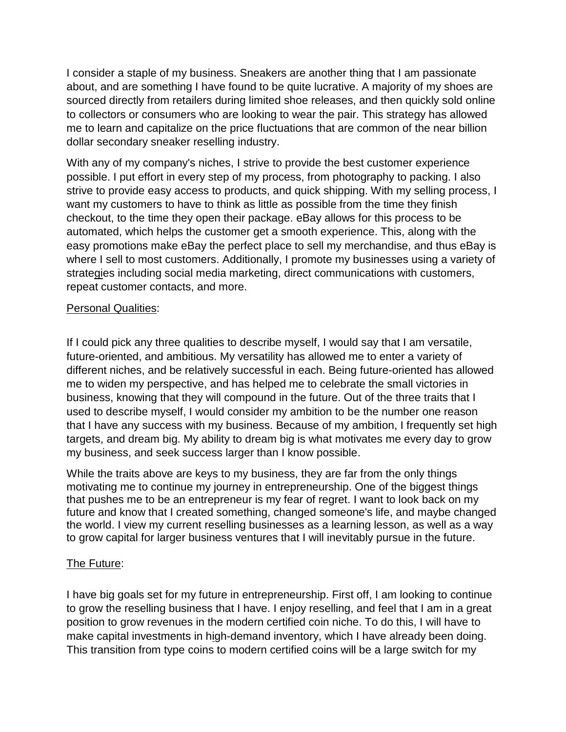I consider a staple of my business. Sneakers are another thing that I am passionate about, and are something I have found to be quite lucrative. A majority of my shoes are sourced directly from retailers during limited shoe releases, and then quickly sold online to collectors or consumers who are looking to wear the pair. This strategy has allowed me to learn and capitalize on the price fluctuations that are common of the near billion dollar secondary sneaker reselling industry.

With any of my company's niches, I strive to provide the best customer experience possible. I put effort in every step of my process, from photography to packing. I also strive to provide easy access to products, and quick shipping. With my selling process, I want my customers to have to think as little as possible from the time they finish checkout, to the time they open their package. eBay allows for this process to be automated, which helps the customer get a smooth experience. This, along with the easy promotions make eBay the perfect place to sell my merchandise, and thus eBay is where I sell to most customers. Additionally, I promote my businesses using a variety of strategies including social media marketing, direct communications with customers, repeat customer contacts, and more.

Personal Qualities:

If I could pick any three qualities to describe myself, I would say that I am versatile, future-oriented, and ambitious. My versatility has allowed me to enter a variety of different niches, and be relatively successful in each. Being future-oriented has allowed me to widen my perspective, and has helped me to celebrate the small victories in business, knowing that they will compound in the future. Out of the three traits that I used to describe myself, I would consider my ambition to be the number one reason that I have any success with my business. Because of my ambition, I frequently set high targets, and dream big. My ability to dream big is what motivates me every day to grow my business, and seek success larger than I know possible.

While the traits above are keys to my business, they are far from the only things motivating me to continue my journey in entrepreneurship. One of the biggest things that pushes me to be an entrepreneur is my fear of regret. I want to look back on my future and know that I created something, changed someone's life, and maybe changed the world. I view my current reselling businesses as a learning lesson, as well as a way to grow capital for larger business ventures that I will inevitably pursue in the future.

The Future:

I have big goals set for my future in entrepreneurship. First off, I am looking to continue to grow the reselling business that I have. I enjoy reselling, and feel that I am in a great position to grow revenues in the modern certified coin niche. To do this, I will have to make capital investments in high-demand inventory, which I have already been doing. This transition from type coins to modern certified coins will be a large switch for my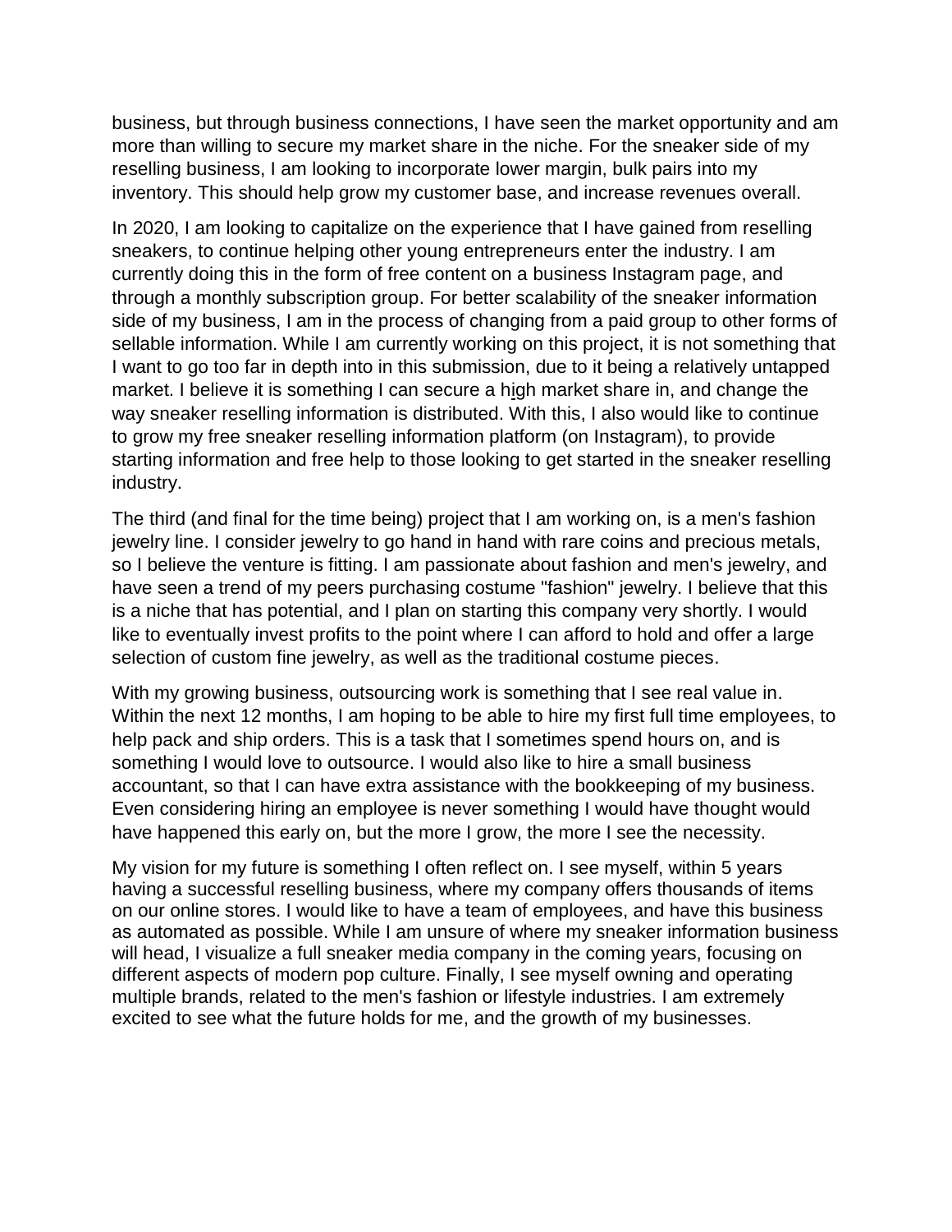business, but through business connections, I have seen the market opportunity and am more than willing to secure my market share in the niche. For the sneaker side of my reselling business, I am looking to incorporate lower margin, bulk pairs into my inventory. This should help grow my customer base, and increase revenues overall.

In 2020, I am looking to capitalize on the experience that I have gained from reselling sneakers, to continue helping other young entrepreneurs enter the industry. I am currently doing this in the form of free content on a business Instagram page, and through a monthly subscription group. For better scalability of the sneaker information side of my business, I am in the process of changing from a paid group to other forms of sellable information. While I am currently working on this project, it is not something that I want to go too far in depth into in this submission, due to it being a relatively untapped market. I believe it is something I can secure a high market share in, and change the way sneaker reselling information is distributed. With this, I also would like to continue to grow my free sneaker reselling information platform (on Instagram), to provide starting information and free help to those looking to get started in the sneaker reselling industry.

The third (and final for the time being) project that I am working on, is a men's fashion jewelry line. I consider jewelry to go hand in hand with rare coins and precious metals, so I believe the venture is fitting. I am passionate about fashion and men's jewelry, and have seen a trend of my peers purchasing costume "fashion" jewelry. I believe that this is a niche that has potential, and I plan on starting this company very shortly. I would like to eventually invest profits to the point where I can afford to hold and offer a large selection of custom fine jewelry, as well as the traditional costume pieces.

With my growing business, outsourcing work is something that I see real value in. Within the next 12 months, I am hoping to be able to hire my first full time employees, to help pack and ship orders. This is a task that I sometimes spend hours on, and is something I would love to outsource. I would also like to hire a small business accountant, so that I can have extra assistance with the bookkeeping of my business. Even considering hiring an employee is never something I would have thought would have happened this early on, but the more I grow, the more I see the necessity.

My vision for my future is something I often reflect on. I see myself, within 5 years having a successful reselling business, where my company offers thousands of items on our online stores. I would like to have a team of employees, and have this business as automated as possible. While I am unsure of where my sneaker information business will head, I visualize a full sneaker media company in the coming years, focusing on different aspects of modern pop culture. Finally, I see myself owning and operating multiple brands, related to the men's fashion or lifestyle industries. I am extremely excited to see what the future holds for me, and the growth of my businesses.